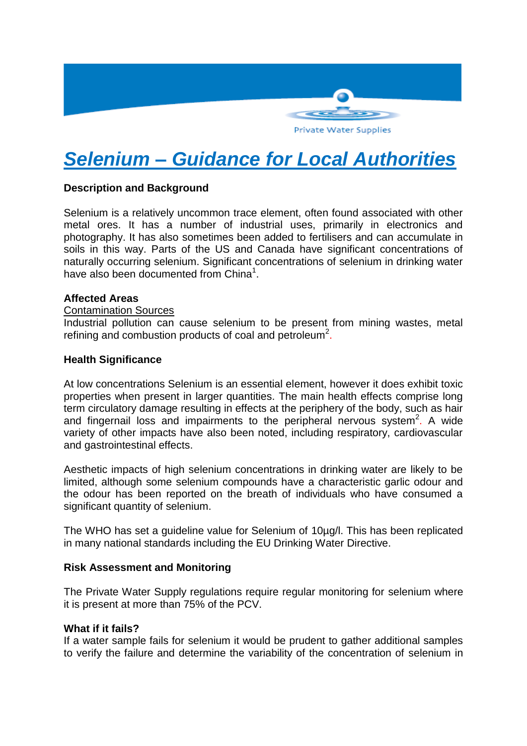# Selenium – Guidance for Local Authorities

**Description and Background**

Selenium is a relatively uncommon trace element, often found associated with other metal ores. It has a number of industrial uses, primarily in electronics and photography. It has also sometimes been added to fertilisers and can accumulate in soils in this way. Parts of the US and Canada have significant concentrations of naturally occurring selenium. Significant concentrations of selenium in drinking water have also been documented from China[1].

**Affected Areas**

Contamination Sources

Industrial pollution can cause selenium to be present from mining wastes, metal refining and combustion products of coal and petroleum[2].

**Health Significance**

At low concentrations Selenium is an essential element, however it does exhibit toxic properties when present in larger quantities. The main health effects comprise long term circulatory damage resulting in effects at the periphery of the body, such as hair and fingernail loss and impairments to the peripheral nervous system[2]. A wide variety of other impacts have also been noted, including respiratory, cardiovascular and gastrointestinal effects.

Aesthetic impacts of high selenium concentrations in drinking water are likely to be limited, although some selenium compounds have a characteristic garlic odour and the odour has been reported on the breath of individuals who have consumed a significant quantity of selenium.

The WHO has set a guideline value for Selenium of 10µg/l. This has been replicated in many national standards including the EU Drinking Water Directive.

**Risk Assessment and Monitoring**

The Private Water Supply regulations require regular monitoring for selenium where it is present at more than 75% of the PCV.

**What if it fails?**

If a water sample fails for selenium it would be prudent to gather additional samples to verify the failure and determine the variability of the concentration of selenium in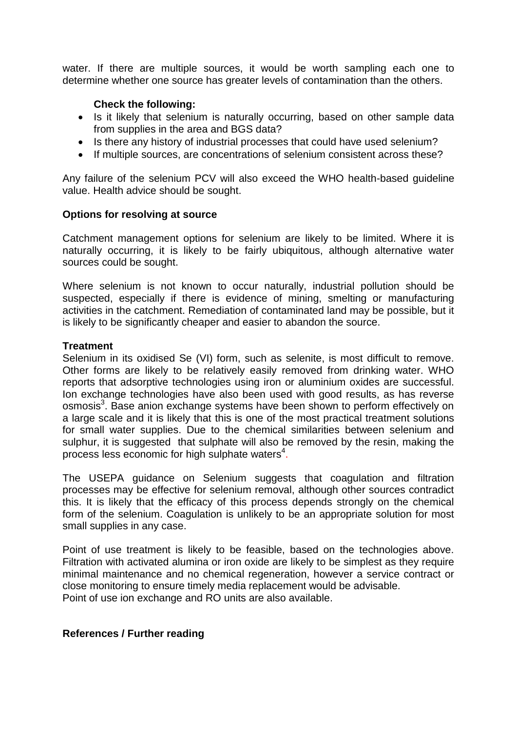water. If there are multiple sources, it would be worth sampling each one to determine whether one source has greater levels of contamination than the others.

**Check the following:**

- Is it likely that selenium is naturally occurring, based on other sample data from supplies in the area and BGS data?
- Is there any history of industrial processes that could have used selenium?
- If multiple sources, are concentrations of selenium consistent across these?

Any failure of the selenium PCV will also exceed the WHO health-based guideline value. Health advice should be sought.

**Options for resolving at source**

Catchment management options for selenium are likely to be limited. Where it is naturally occurring, it is likely to be fairly ubiquitous, although alternative water sources could be sought.

Where selenium is not known to occur naturally, industrial pollution should be suspected, especially if there is evidence of mining, smelting or manufacturing activities in the catchment. Remediation of contaminated land may be possible, but it is likely to be significantly cheaper and easier to abandon the source.

**Treatment**

Selenium in its oxidised Se (VI) form, such as selenite, is most difficult to remove. Other forms are likely to be relatively easily removed from drinking water. WHO reports that adsorptive technologies using iron or aluminium oxides are successful. Ion exchange technologies have also been used with good results, as has reverse osmosis[3]. Base anion exchange systems have been shown to perform effectively on a large scale and it is likely that this is one of the most practical treatment solutions for small water supplies. Due to the chemical similarities between selenium and sulphur, it is suggested that sulphate will also be removed by the resin, making the process less economic for high sulphate waters[4].

The USEPA guidance on Selenium suggests that coagulation and filtration processes may be effective for selenium removal, although other sources contradict this. It is likely that the efficacy of this process depends strongly on the chemical form of the selenium. Coagulation is unlikely to be an appropriate solution for most small supplies in any case.

Point of use treatment is likely to be feasible, based on the technologies above. Filtration with activated alumina or iron oxide are likely to be simplest as they require minimal maintenance and no chemical regeneration, however a service contract or close monitoring to ensure timely media replacement would be advisable.
Point of use ion exchange and RO units are also available.

**References / Further reading**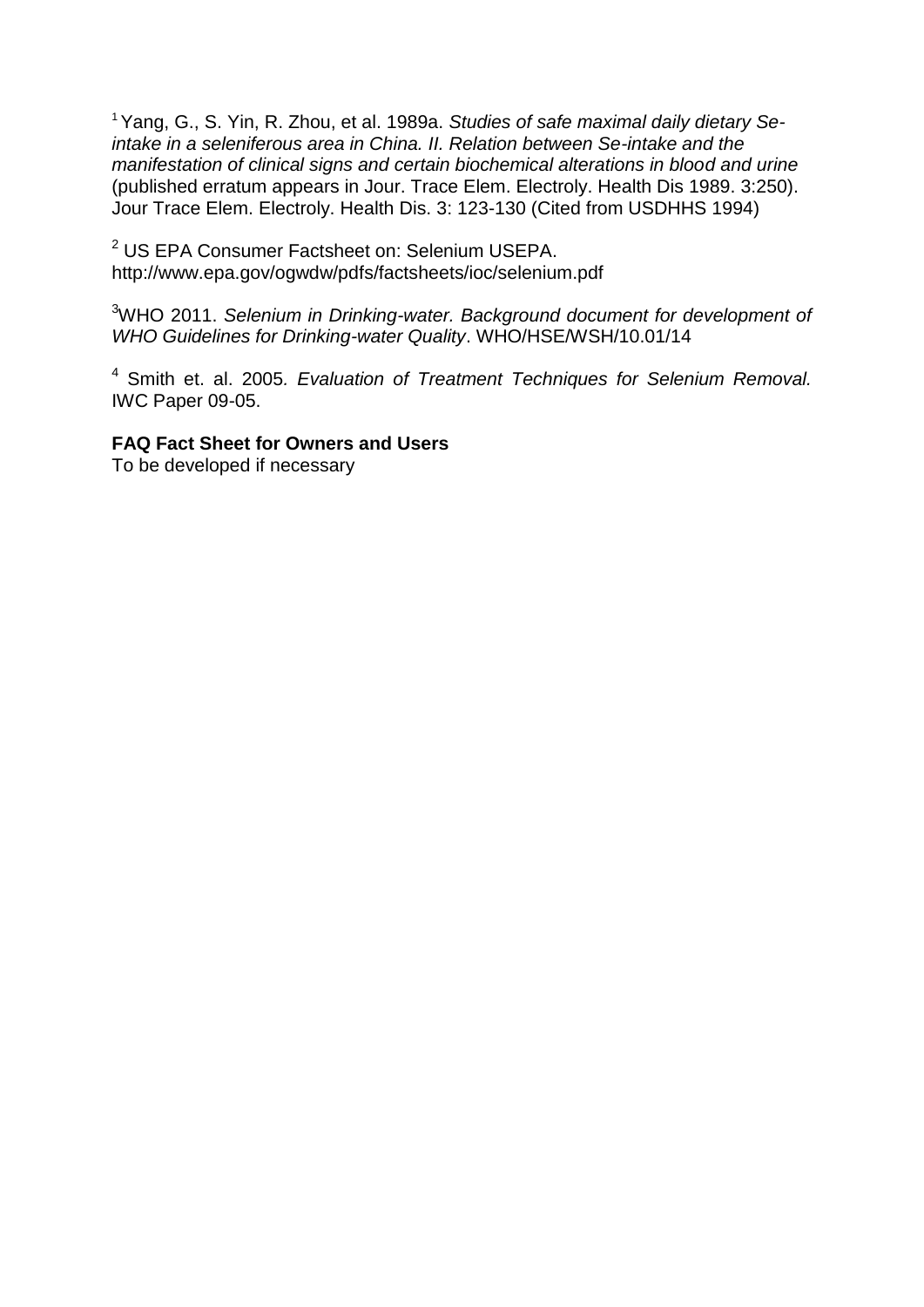[1] Yang, G., S. Yin, R. Zhou, et al. 1989a. *Studies of safe maximal daily dietary Se-intake in a seleniferous area in China. II. Relation between Se-intake and the manifestation of clinical signs and certain biochemical alterations in blood and urine* (published erratum appears in Jour. Trace Elem. Electroly. Health Dis 1989. 3:250). Jour Trace Elem. Electroly. Health Dis. 3: 123-130 (Cited from USDHHS 1994)

[2] US EPA Consumer Factsheet on: Selenium USEPA. http://www.epa.gov/ogwdw/pdfs/factsheets/ioc/selenium.pdf

[3]WHO 2011. *Selenium in Drinking-water. Background document for development of WHO Guidelines for Drinking-water Quality*. WHO/HSE/WSH/10.01/14

[4] Smith et. al. 2005*. Evaluation of Treatment Techniques for Selenium Removal.* IWC Paper 09-05.

**FAQ Fact Sheet for Owners and Users**

To be developed if necessary